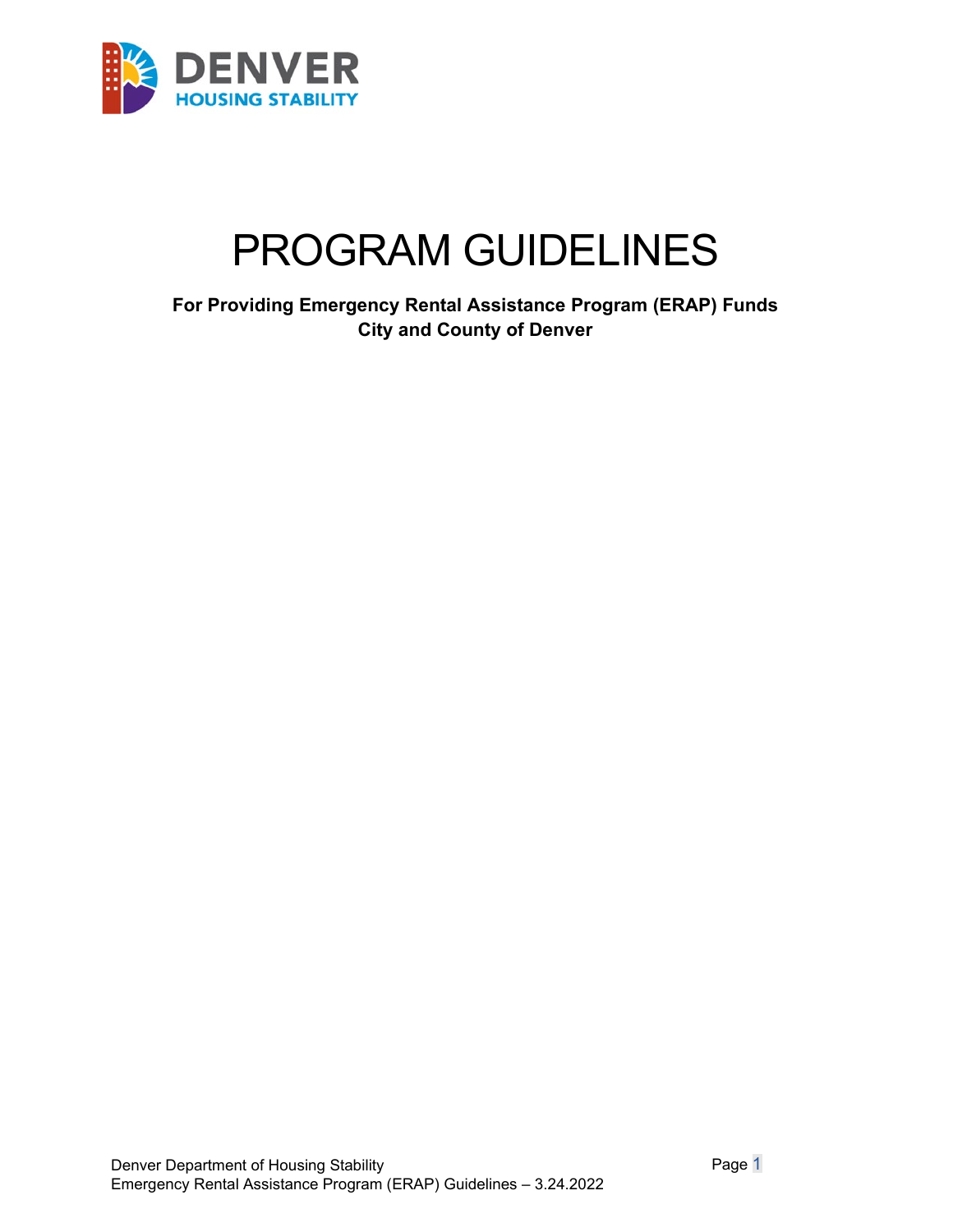DENVER
HOUSING STABILITY

# PROGRAM GUIDELINES

**For Providing Emergency Rental Assistance Program (ERAP) Funds**
**City and County of Denver**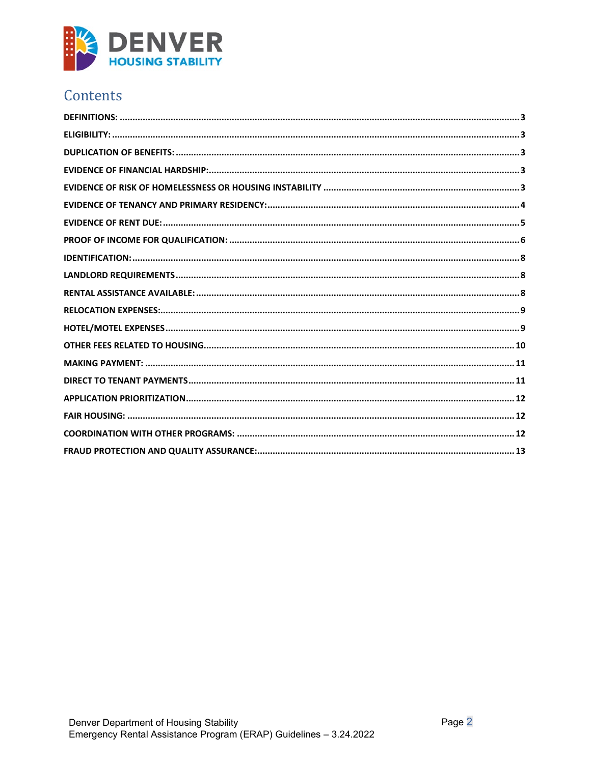## Contents

| Section | Page |
|---|---|
| DEFINITIONS: | 3 |
| ELIGIBILITY: | 3 |
| DUPLICATION OF BENEFITS: | 3 |
| EVIDENCE OF FINANCIAL HARDSHIP: | 3 |
| EVIDENCE OF RISK OF HOMELESSNESS OR HOUSING INSTABILITY | 3 |
| EVIDENCE OF TENANCY AND PRIMARY RESIDENCY: | 4 |
| EVIDENCE OF RENT DUE: | 5 |
| PROOF OF INCOME FOR QUALIFICATION: | 6 |
| IDENTIFICATION: | 8 |
| LANDLORD REQUIREMENTS | 8 |
| RENTAL ASSISTANCE AVAILABLE: | 8 |
| RELOCATION EXPENSES: | 9 |
| HOTEL/MOTEL EXPENSES | 9 |
| OTHER FEES RELATED TO HOUSING | 10 |
| MAKING PAYMENT: | 11 |
| DIRECT TO TENANT PAYMENTS | 11 |
| APPLICATION PRIORITIZATION | 12 |
| FAIR HOUSING: | 12 |
| COORDINATION WITH OTHER PROGRAMS: | 12 |
| FRAUD PROTECTION AND QUALITY ASSURANCE: | 13 |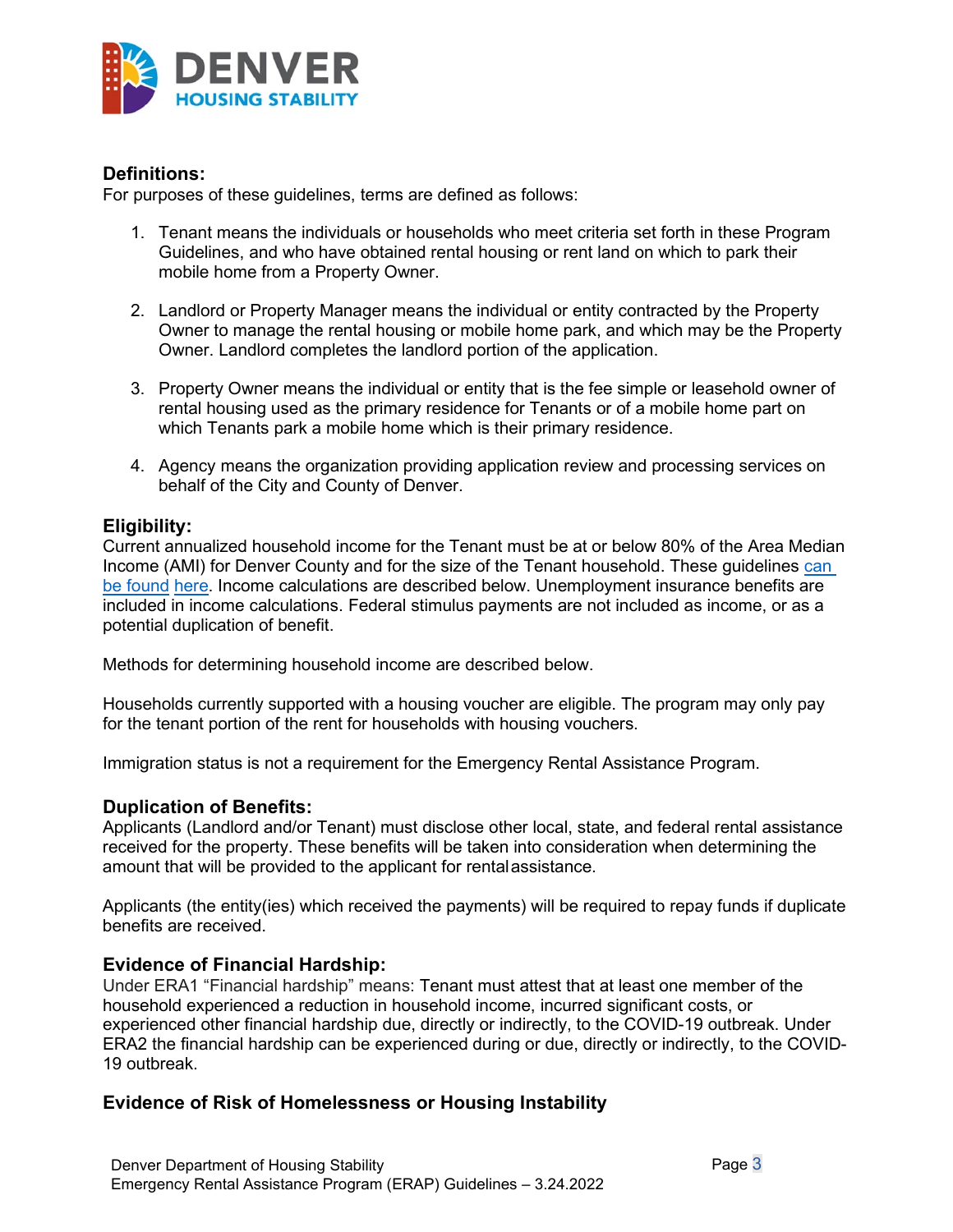## Definitions:

For purposes of these guidelines, terms are defined as follows:

1. Tenant means the individuals or households who meet criteria set forth in these Program Guidelines, and who have obtained rental housing or rent land on which to park their mobile home from a Property Owner.

2. Landlord or Property Manager means the individual or entity contracted by the Property Owner to manage the rental housing or mobile home park, and which may be the Property Owner. Landlord completes the landlord portion of the application.

3. Property Owner means the individual or entity that is the fee simple or leasehold owner of rental housing used as the primary residence for Tenants or of a mobile home part on which Tenants park a mobile home which is their primary residence.

4. Agency means the organization providing application review and processing services on behalf of the City and County of Denver.

## Eligibility:

Current annualized household income for the Tenant must be at or below 80% of the Area Median Income (AMI) for Denver County and for the size of the Tenant household. These guidelines can be found here. Income calculations are described below. Unemployment insurance benefits are included in income calculations. Federal stimulus payments are not included as income, or as a potential duplication of benefit.

Methods for determining household income are described below.

Households currently supported with a housing voucher are eligible. The program may only pay for the tenant portion of the rent for households with housing vouchers.

Immigration status is not a requirement for the Emergency Rental Assistance Program.

## Duplication of Benefits:

Applicants (Landlord and/or Tenant) must disclose other local, state, and federal rental assistance received for the property. These benefits will be taken into consideration when determining the amount that will be provided to the applicant for rental assistance.

Applicants (the entity(ies) which received the payments) will be required to repay funds if duplicate benefits are received.

## Evidence of Financial Hardship:

Under ERA1 "Financial hardship" means: Tenant must attest that at least one member of the household experienced a reduction in household income, incurred significant costs, or experienced other financial hardship due, directly or indirectly, to the COVID-19 outbreak. Under ERA2 the financial hardship can be experienced during or due, directly or indirectly, to the COVID-19 outbreak.

## Evidence of Risk of Homelessness or Housing Instability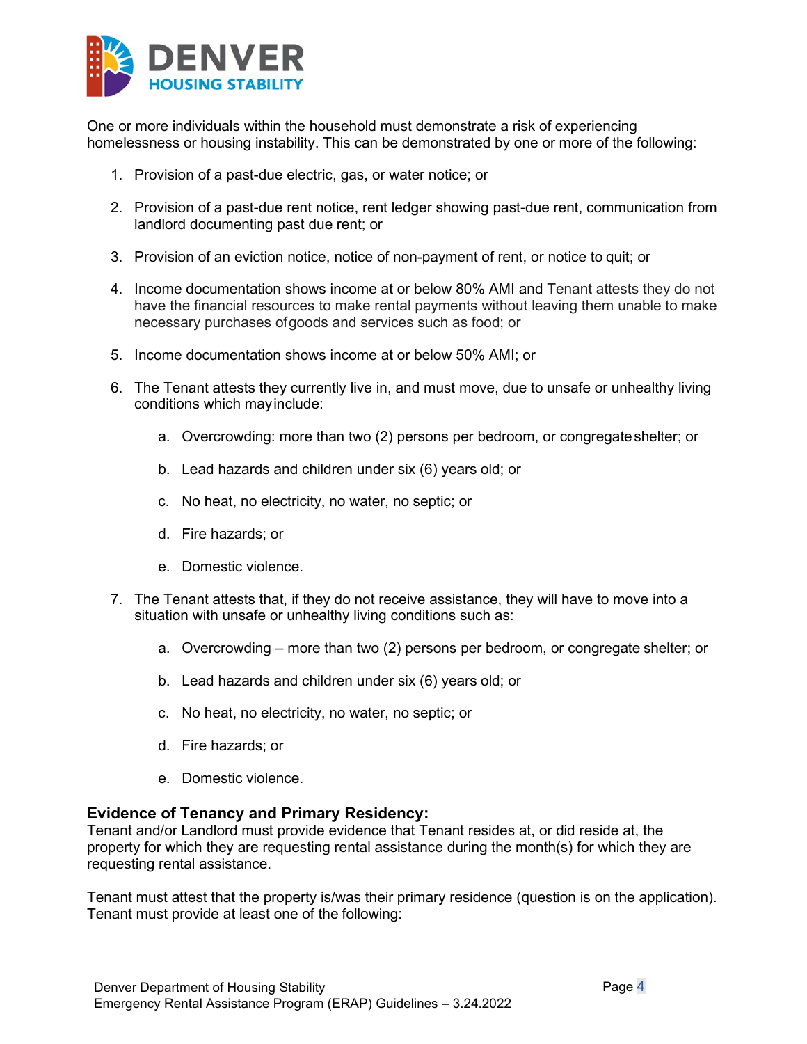One or more individuals within the household must demonstrate a risk of experiencing homelessness or housing instability. This can be demonstrated by one or more of the following:

1. Provision of a past-due electric, gas, or water notice; or
2. Provision of a past-due rent notice, rent ledger showing past-due rent, communication from landlord documenting past due rent; or
3. Provision of an eviction notice, notice of non-payment of rent, or notice to quit; or
4. Income documentation shows income at or below 80% AMI and Tenant attests they do not have the financial resources to make rental payments without leaving them unable to make necessary purchases of goods and services such as food; or
5. Income documentation shows income at or below 50% AMI; or
6. The Tenant attests they currently live in, and must move, due to unsafe or unhealthy living conditions which may include:
    a. Overcrowding: more than two (2) persons per bedroom, or congregate shelter; or
    b. Lead hazards and children under six (6) years old; or
    c. No heat, no electricity, no water, no septic; or
    d. Fire hazards; or
    e. Domestic violence.
7. The Tenant attests that, if they do not receive assistance, they will have to move into a situation with unsafe or unhealthy living conditions such as:
    a. Overcrowding – more than two (2) persons per bedroom, or congregate shelter; or
    b. Lead hazards and children under six (6) years old; or
    c. No heat, no electricity, no water, no septic; or
    d. Fire hazards; or
    e. Domestic violence.

**Evidence of Tenancy and Primary Residency:**
Tenant and/or Landlord must provide evidence that Tenant resides at, or did reside at, the property for which they are requesting rental assistance during the month(s) for which they are requesting rental assistance.

Tenant must attest that the property is/was their primary residence (question is on the application). Tenant must provide at least one of the following: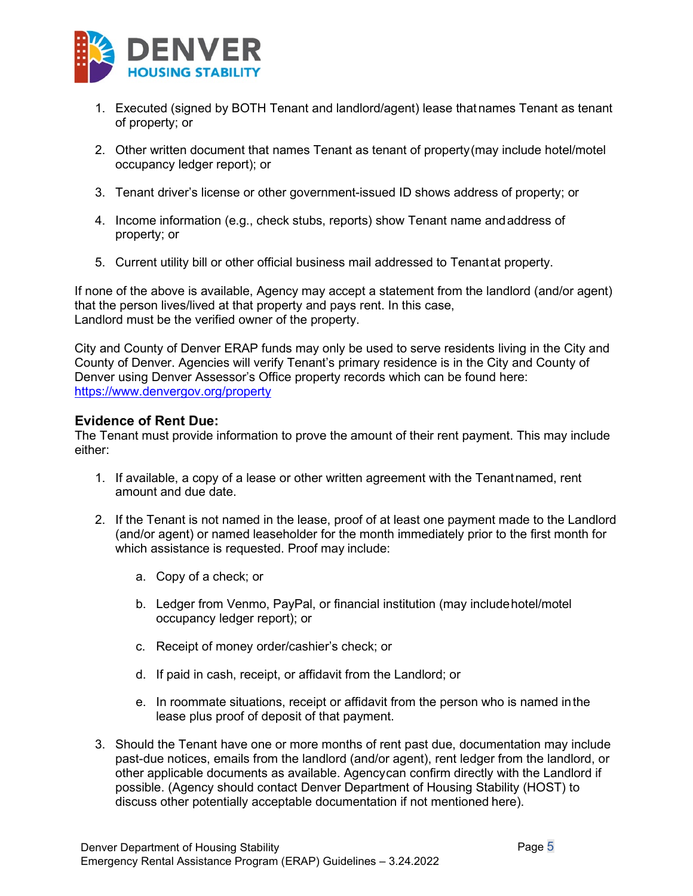1. Executed (signed by BOTH Tenant and landlord/agent) lease that names Tenant as tenant of property; or

2. Other written document that names Tenant as tenant of property (may include hotel/motel occupancy ledger report); or

3. Tenant driver's license or other government-issued ID shows address of property; or

4. Income information (e.g., check stubs, reports) show Tenant name and address of property; or

5. Current utility bill or other official business mail addressed to Tenant at property.

If none of the above is available, Agency may accept a statement from the landlord (and/or agent) that the person lives/lived at that property and pays rent. In this case, Landlord must be the verified owner of the property.

City and County of Denver ERAP funds may only be used to serve residents living in the City and County of Denver. Agencies will verify Tenant's primary residence is in the City and County of Denver using Denver Assessor's Office property records which can be found here: https://www.denvergov.org/property

### Evidence of Rent Due:

The Tenant must provide information to prove the amount of their rent payment. This may include either:

1. If available, a copy of a lease or other written agreement with the Tenant named, rent amount and due date.

2. If the Tenant is not named in the lease, proof of at least one payment made to the Landlord (and/or agent) or named leaseholder for the month immediately prior to the first month for which assistance is requested. Proof may include:

   a. Copy of a check; or

   b. Ledger from Venmo, PayPal, or financial institution (may include hotel/motel occupancy ledger report); or

   c. Receipt of money order/cashier's check; or

   d. If paid in cash, receipt, or affidavit from the Landlord; or

   e. In roommate situations, receipt or affidavit from the person who is named in the lease plus proof of deposit of that payment.

3. Should the Tenant have one or more months of rent past due, documentation may include past-due notices, emails from the landlord (and/or agent), rent ledger from the landlord, or other applicable documents as available. Agency can confirm directly with the Landlord if possible. (Agency should contact Denver Department of Housing Stability (HOST) to discuss other potentially acceptable documentation if not mentioned here).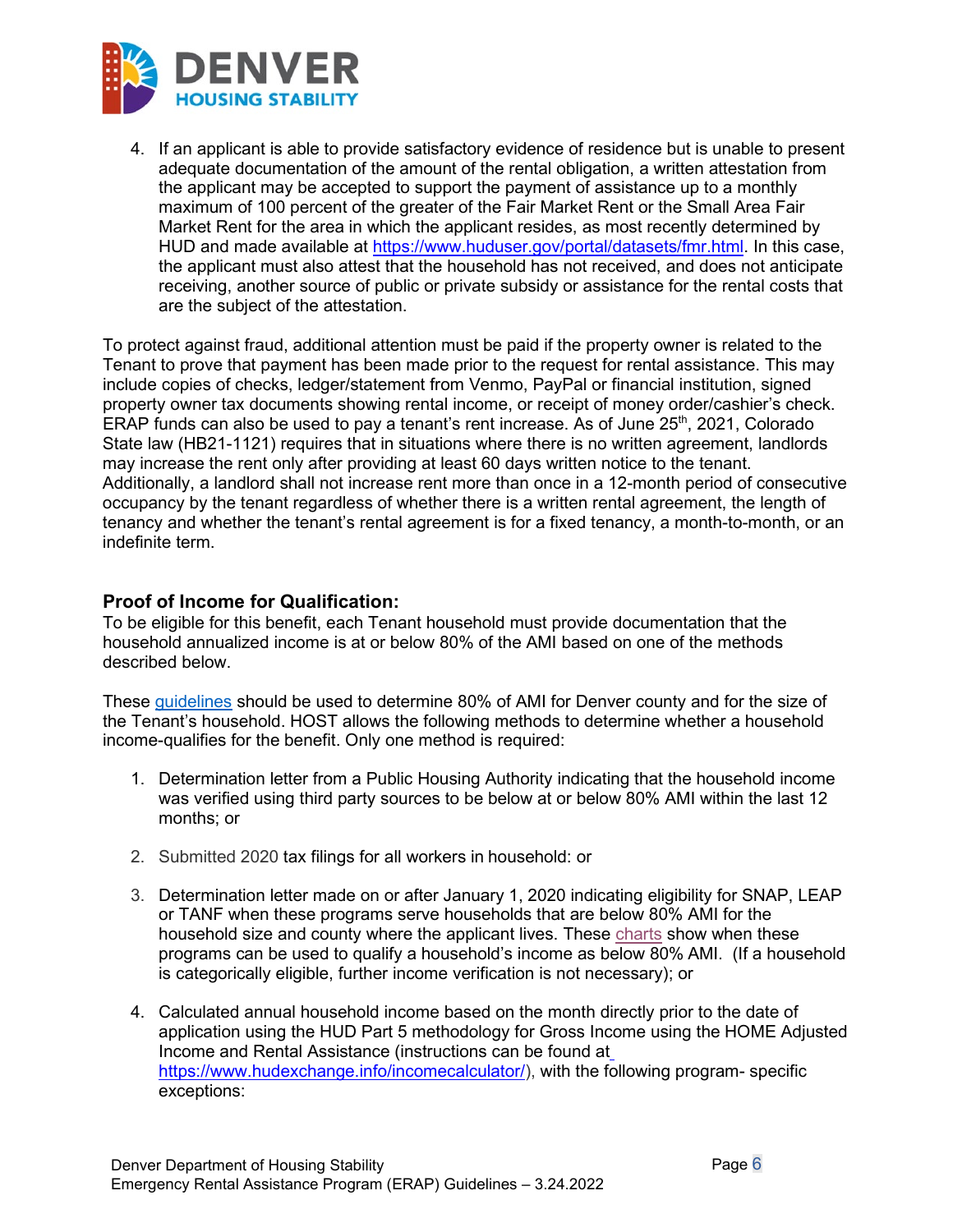4. If an applicant is able to provide satisfactory evidence of residence but is unable to present adequate documentation of the amount of the rental obligation, a written attestation from the applicant may be accepted to support the payment of assistance up to a monthly maximum of 100 percent of the greater of the Fair Market Rent or the Small Area Fair Market Rent for the area in which the applicant resides, as most recently determined by HUD and made available at https://www.huduser.gov/portal/datasets/fmr.html. In this case, the applicant must also attest that the household has not received, and does not anticipate receiving, another source of public or private subsidy or assistance for the rental costs that are the subject of the attestation.

To protect against fraud, additional attention must be paid if the property owner is related to the Tenant to prove that payment has been made prior to the request for rental assistance. This may include copies of checks, ledger/statement from Venmo, PayPal or financial institution, signed property owner tax documents showing rental income, or receipt of money order/cashier's check. ERAP funds can also be used to pay a tenant's rent increase. As of June 25th, 2021, Colorado State law (HB21-1121) requires that in situations where there is no written agreement, landlords may increase the rent only after providing at least 60 days written notice to the tenant. Additionally, a landlord shall not increase rent more than once in a 12-month period of consecutive occupancy by the tenant regardless of whether there is a written rental agreement, the length of tenancy and whether the tenant's rental agreement is for a fixed tenancy, a month-to-month, or an indefinite term.

### Proof of Income for Qualification:

To be eligible for this benefit, each Tenant household must provide documentation that the household annualized income is at or below 80% of the AMI based on one of the methods described below.

These guidelines should be used to determine 80% of AMI for Denver county and for the size of the Tenant's household. HOST allows the following methods to determine whether a household income-qualifies for the benefit. Only one method is required:

1. Determination letter from a Public Housing Authority indicating that the household income was verified using third party sources to be below at or below 80% AMI within the last 12 months; or

2. Submitted 2020 tax filings for all workers in household: or

3. Determination letter made on or after January 1, 2020 indicating eligibility for SNAP, LEAP or TANF when these programs serve households that are below 80% AMI for the household size and county where the applicant lives. These charts show when these programs can be used to qualify a household's income as below 80% AMI. (If a household is categorically eligible, further income verification is not necessary); or

4. Calculated annual household income based on the month directly prior to the date of application using the HUD Part 5 methodology for Gross Income using the HOME Adjusted Income and Rental Assistance (instructions can be found at https://www.hudexchange.info/incomecalculator/), with the following program- specific exceptions: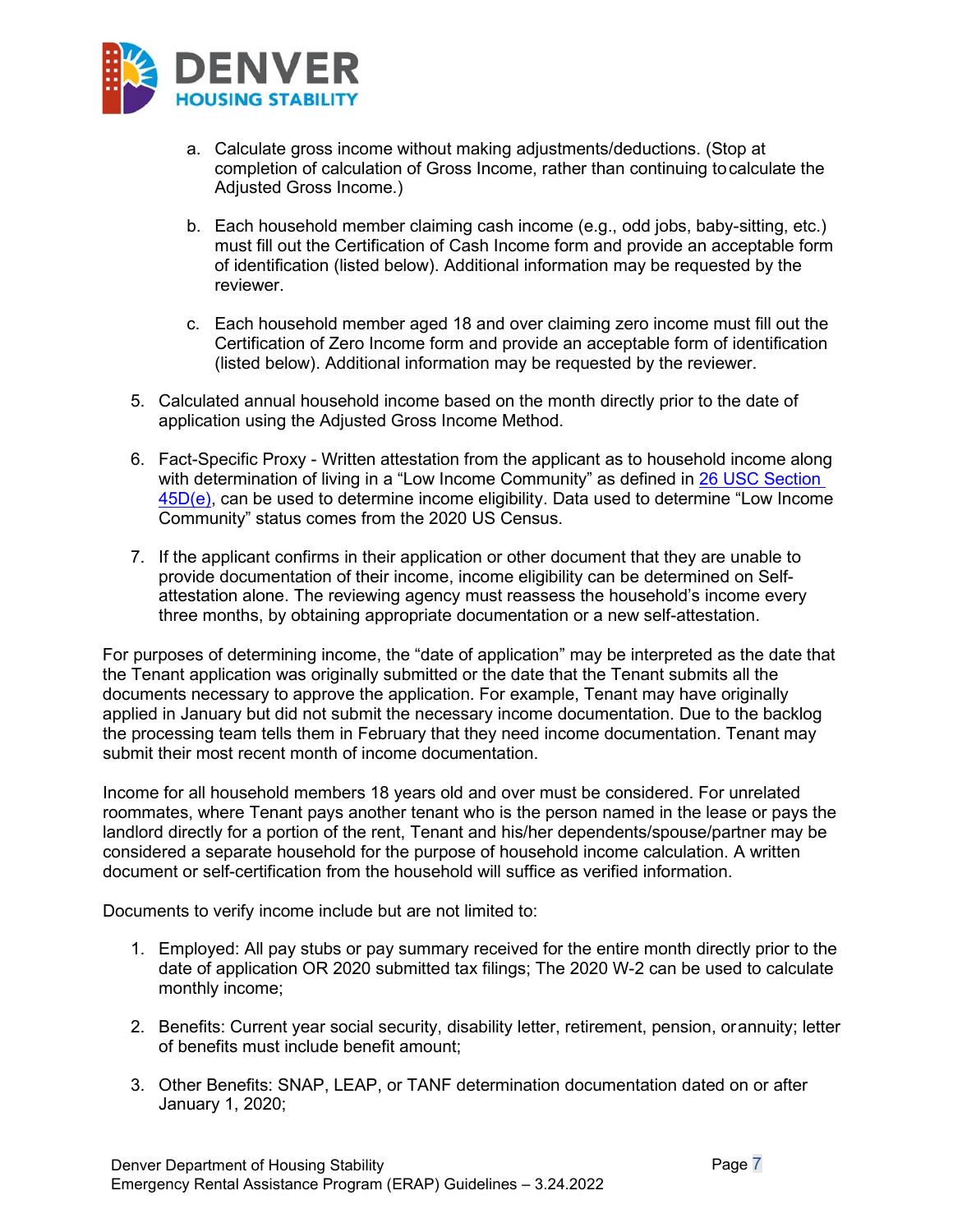a. Calculate gross income without making adjustments/deductions. (Stop at completion of calculation of Gross Income, rather than continuing to calculate the Adjusted Gross Income.)

b. Each household member claiming cash income (e.g., odd jobs, baby-sitting, etc.) must fill out the Certification of Cash Income form and provide an acceptable form of identification (listed below). Additional information may be requested by the reviewer.

c. Each household member aged 18 and over claiming zero income must fill out the Certification of Zero Income form and provide an acceptable form of identification (listed below). Additional information may be requested by the reviewer.

5. Calculated annual household income based on the month directly prior to the date of application using the Adjusted Gross Income Method.

6. Fact-Specific Proxy - Written attestation from the applicant as to household income along with determination of living in a "Low Income Community" as defined in 26 USC Section 45D(e), can be used to determine income eligibility. Data used to determine "Low Income Community" status comes from the 2020 US Census.

7. If the applicant confirms in their application or other document that they are unable to provide documentation of their income, income eligibility can be determined on Self-attestation alone. The reviewing agency must reassess the household's income every three months, by obtaining appropriate documentation or a new self-attestation.

For purposes of determining income, the "date of application" may be interpreted as the date that the Tenant application was originally submitted or the date that the Tenant submits all the documents necessary to approve the application. For example, Tenant may have originally applied in January but did not submit the necessary income documentation. Due to the backlog the processing team tells them in February that they need income documentation. Tenant may submit their most recent month of income documentation.

Income for all household members 18 years old and over must be considered. For unrelated roommates, where Tenant pays another tenant who is the person named in the lease or pays the landlord directly for a portion of the rent, Tenant and his/her dependents/spouse/partner may be considered a separate household for the purpose of household income calculation. A written document or self-certification from the household will suffice as verified information.

Documents to verify income include but are not limited to:

1. Employed: All pay stubs or pay summary received for the entire month directly prior to the date of application OR 2020 submitted tax filings; The 2020 W-2 can be used to calculate monthly income;

2. Benefits: Current year social security, disability letter, retirement, pension, or annuity; letter of benefits must include benefit amount;

3. Other Benefits: SNAP, LEAP, or TANF determination documentation dated on or after January 1, 2020;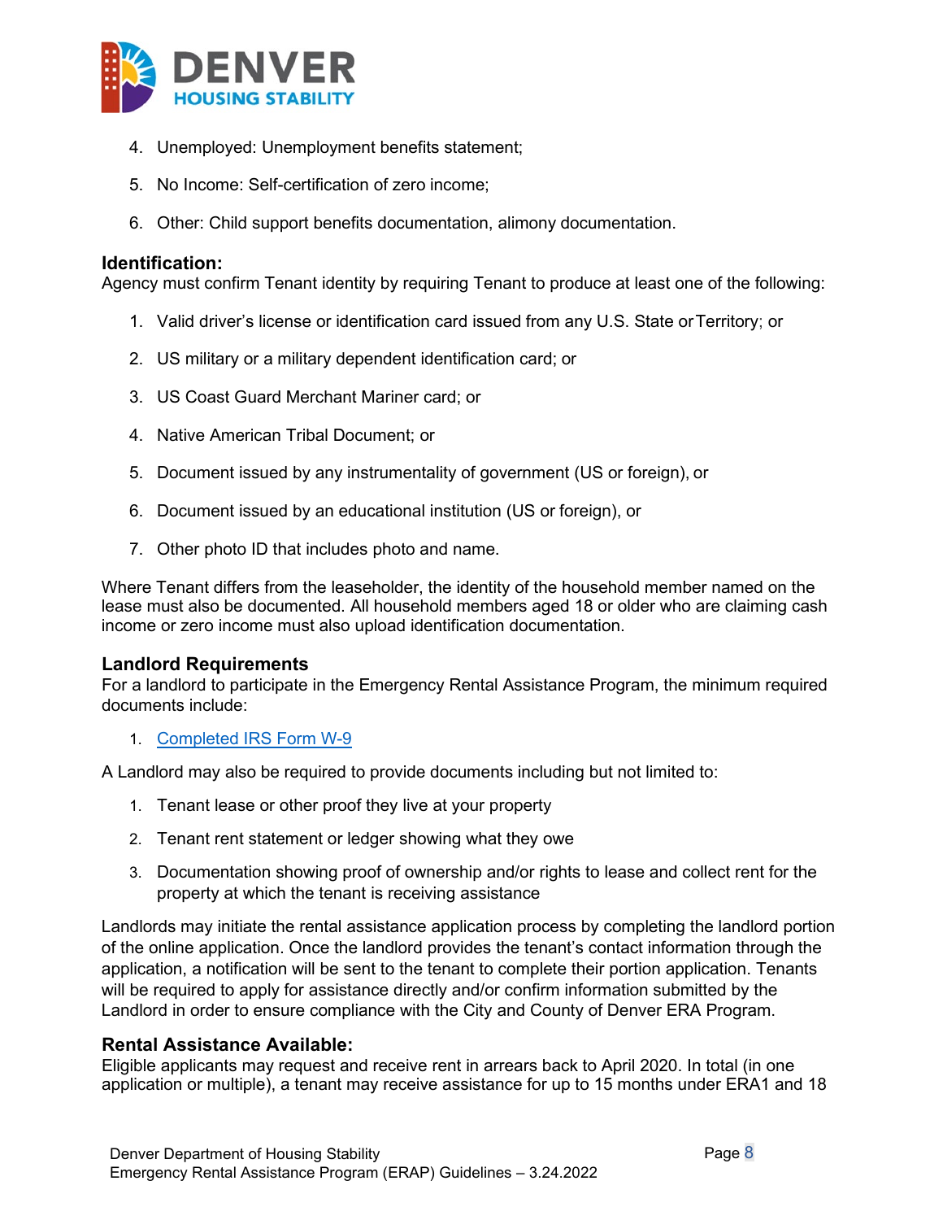4. Unemployed: Unemployment benefits statement;
5. No Income: Self-certification of zero income;
6. Other: Child support benefits documentation, alimony documentation.

### Identification:

Agency must confirm Tenant identity by requiring Tenant to produce at least one of the following:

1. Valid driver's license or identification card issued from any U.S. State or Territory; or
2. US military or a military dependent identification card; or
3. US Coast Guard Merchant Mariner card; or
4. Native American Tribal Document; or
5. Document issued by any instrumentality of government (US or foreign), or
6. Document issued by an educational institution (US or foreign), or
7. Other photo ID that includes photo and name.

Where Tenant differs from the leaseholder, the identity of the household member named on the lease must also be documented. All household members aged 18 or older who are claiming cash income or zero income must also upload identification documentation.

### Landlord Requirements

For a landlord to participate in the Emergency Rental Assistance Program, the minimum required documents include:

1. Completed IRS Form W-9

A Landlord may also be required to provide documents including but not limited to:

1. Tenant lease or other proof they live at your property
2. Tenant rent statement or ledger showing what they owe
3. Documentation showing proof of ownership and/or rights to lease and collect rent for the property at which the tenant is receiving assistance

Landlords may initiate the rental assistance application process by completing the landlord portion of the online application. Once the landlord provides the tenant's contact information through the application, a notification will be sent to the tenant to complete their portion application. Tenants will be required to apply for assistance directly and/or confirm information submitted by the Landlord in order to ensure compliance with the City and County of Denver ERA Program.

### Rental Assistance Available:

Eligible applicants may request and receive rent in arrears back to April 2020. In total (in one application or multiple), a tenant may receive assistance for up to 15 months under ERA1 and 18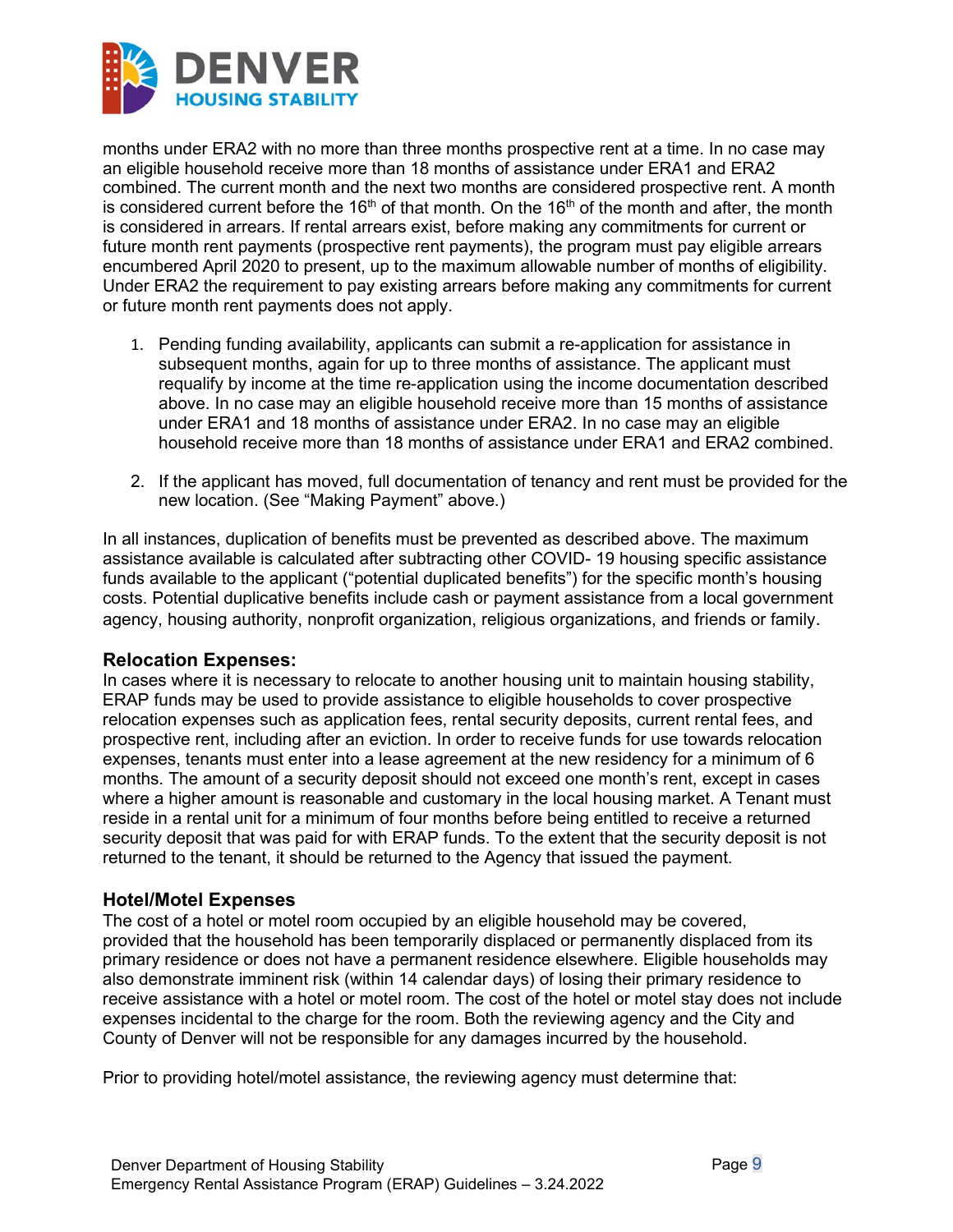months under ERA2 with no more than three months prospective rent at a time. In no case may an eligible household receive more than 18 months of assistance under ERA1 and ERA2 combined. The current month and the next two months are considered prospective rent. A month is considered current before the 16th of that month. On the 16th of the month and after, the month is considered in arrears. If rental arrears exist, before making any commitments for current or future month rent payments (prospective rent payments), the program must pay eligible arrears encumbered April 2020 to present, up to the maximum allowable number of months of eligibility. Under ERA2 the requirement to pay existing arrears before making any commitments for current or future month rent payments does not apply.

1. Pending funding availability, applicants can submit a re-application for assistance in subsequent months, again for up to three months of assistance. The applicant must requalify by income at the time re-application using the income documentation described above. In no case may an eligible household receive more than 15 months of assistance under ERA1 and 18 months of assistance under ERA2. In no case may an eligible household receive more than 18 months of assistance under ERA1 and ERA2 combined.

2. If the applicant has moved, full documentation of tenancy and rent must be provided for the new location. (See "Making Payment" above.)

In all instances, duplication of benefits must be prevented as described above. The maximum assistance available is calculated after subtracting other COVID- 19 housing specific assistance funds available to the applicant ("potential duplicated benefits") for the specific month's housing costs. Potential duplicative benefits include cash or payment assistance from a local government agency, housing authority, nonprofit organization, religious organizations, and friends or family.

### Relocation Expenses:

In cases where it is necessary to relocate to another housing unit to maintain housing stability, ERAP funds may be used to provide assistance to eligible households to cover prospective relocation expenses such as application fees, rental security deposits, current rental fees, and prospective rent, including after an eviction. In order to receive funds for use towards relocation expenses, tenants must enter into a lease agreement at the new residency for a minimum of 6 months. The amount of a security deposit should not exceed one month's rent, except in cases where a higher amount is reasonable and customary in the local housing market. A Tenant must reside in a rental unit for a minimum of four months before being entitled to receive a returned security deposit that was paid for with ERAP funds. To the extent that the security deposit is not returned to the tenant, it should be returned to the Agency that issued the payment.

### Hotel/Motel Expenses

The cost of a hotel or motel room occupied by an eligible household may be covered, provided that the household has been temporarily displaced or permanently displaced from its primary residence or does not have a permanent residence elsewhere. Eligible households may also demonstrate imminent risk (within 14 calendar days) of losing their primary residence to receive assistance with a hotel or motel room. The cost of the hotel or motel stay does not include expenses incidental to the charge for the room. Both the reviewing agency and the City and County of Denver will not be responsible for any damages incurred by the household.

Prior to providing hotel/motel assistance, the reviewing agency must determine that: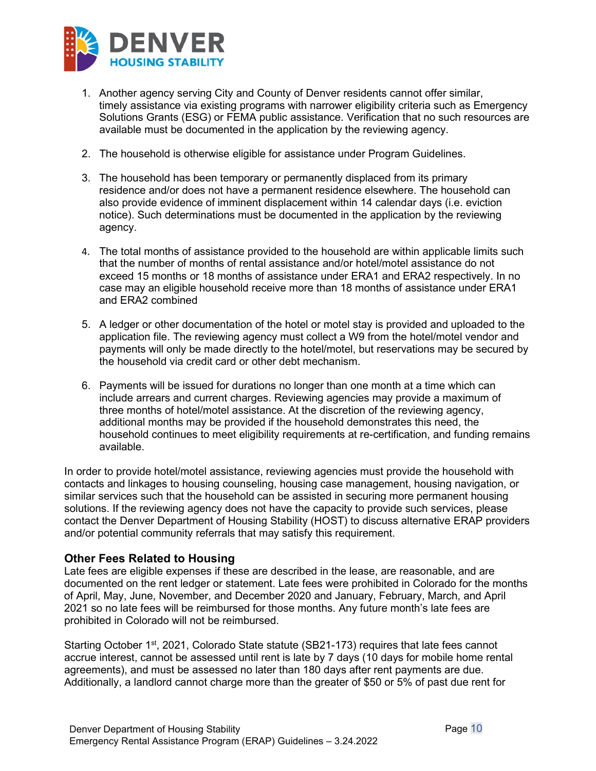1. Another agency serving City and County of Denver residents cannot offer similar, timely assistance via existing programs with narrower eligibility criteria such as Emergency Solutions Grants (ESG) or FEMA public assistance. Verification that no such resources are available must be documented in the application by the reviewing agency.

2. The household is otherwise eligible for assistance under Program Guidelines.

3. The household has been temporary or permanently displaced from its primary residence and/or does not have a permanent residence elsewhere. The household can also provide evidence of imminent displacement within 14 calendar days (i.e. eviction notice). Such determinations must be documented in the application by the reviewing agency.

4. The total months of assistance provided to the household are within applicable limits such that the number of months of rental assistance and/or hotel/motel assistance do not exceed 15 months or 18 months of assistance under ERA1 and ERA2 respectively. In no case may an eligible household receive more than 18 months of assistance under ERA1 and ERA2 combined

5. A ledger or other documentation of the hotel or motel stay is provided and uploaded to the application file. The reviewing agency must collect a W9 from the hotel/motel vendor and payments will only be made directly to the hotel/motel, but reservations may be secured by the household via credit card or other debt mechanism.

6. Payments will be issued for durations no longer than one month at a time which can include arrears and current charges. Reviewing agencies may provide a maximum of three months of hotel/motel assistance. At the discretion of the reviewing agency, additional months may be provided if the household demonstrates this need, the household continues to meet eligibility requirements at re-certification, and funding remains available.

In order to provide hotel/motel assistance, reviewing agencies must provide the household with contacts and linkages to housing counseling, housing case management, housing navigation, or similar services such that the household can be assisted in securing more permanent housing solutions. If the reviewing agency does not have the capacity to provide such services, please contact the Denver Department of Housing Stability (HOST) to discuss alternative ERAP providers and/or potential community referrals that may satisfy this requirement.

### Other Fees Related to Housing

Late fees are eligible expenses if these are described in the lease, are reasonable, and are documented on the rent ledger or statement. Late fees were prohibited in Colorado for the months of April, May, June, November, and December 2020 and January, February, March, and April 2021 so no late fees will be reimbursed for those months. Any future month's late fees are prohibited in Colorado will not be reimbursed.

Starting October 1st, 2021, Colorado State statute (SB21-173) requires that late fees cannot accrue interest, cannot be assessed until rent is late by 7 days (10 days for mobile home rental agreements), and must be assessed no later than 180 days after rent payments are due. Additionally, a landlord cannot charge more than the greater of \$50 or 5% of past due rent for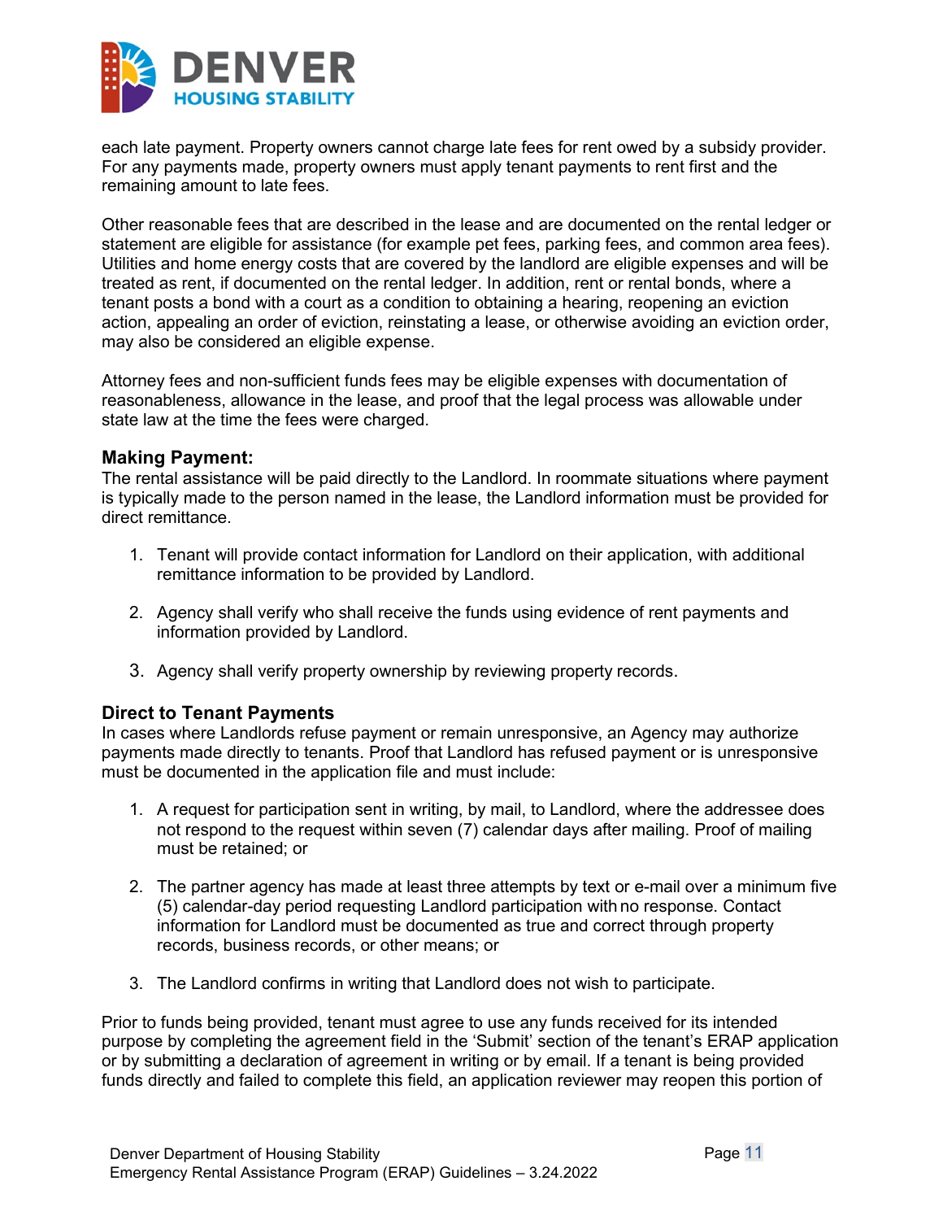each late payment. Property owners cannot charge late fees for rent owed by a subsidy provider. For any payments made, property owners must apply tenant payments to rent first and the remaining amount to late fees.

Other reasonable fees that are described in the lease and are documented on the rental ledger or statement are eligible for assistance (for example pet fees, parking fees, and common area fees). Utilities and home energy costs that are covered by the landlord are eligible expenses and will be treated as rent, if documented on the rental ledger. In addition, rent or rental bonds, where a tenant posts a bond with a court as a condition to obtaining a hearing, reopening an eviction action, appealing an order of eviction, reinstating a lease, or otherwise avoiding an eviction order, may also be considered an eligible expense.

Attorney fees and non-sufficient funds fees may be eligible expenses with documentation of reasonableness, allowance in the lease, and proof that the legal process was allowable under state law at the time the fees were charged.

### Making Payment:

The rental assistance will be paid directly to the Landlord. In roommate situations where payment is typically made to the person named in the lease, the Landlord information must be provided for direct remittance.

1. Tenant will provide contact information for Landlord on their application, with additional remittance information to be provided by Landlord.
2. Agency shall verify who shall receive the funds using evidence of rent payments and information provided by Landlord.
3. Agency shall verify property ownership by reviewing property records.

### Direct to Tenant Payments

In cases where Landlords refuse payment or remain unresponsive, an Agency may authorize payments made directly to tenants. Proof that Landlord has refused payment or is unresponsive must be documented in the application file and must include:

1. A request for participation sent in writing, by mail, to Landlord, where the addressee does not respond to the request within seven (7) calendar days after mailing. Proof of mailing must be retained; or
2. The partner agency has made at least three attempts by text or e-mail over a minimum five (5) calendar-day period requesting Landlord participation with no response. Contact information for Landlord must be documented as true and correct through property records, business records, or other means; or
3. The Landlord confirms in writing that Landlord does not wish to participate.

Prior to funds being provided, tenant must agree to use any funds received for its intended purpose by completing the agreement field in the 'Submit' section of the tenant's ERAP application or by submitting a declaration of agreement in writing or by email. If a tenant is being provided funds directly and failed to complete this field, an application reviewer may reopen this portion of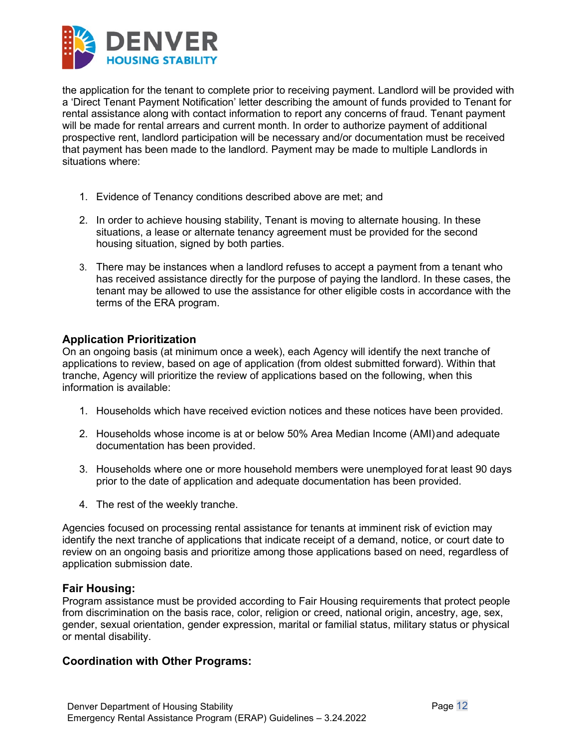the application for the tenant to complete prior to receiving payment. Landlord will be provided with a 'Direct Tenant Payment Notification' letter describing the amount of funds provided to Tenant for rental assistance along with contact information to report any concerns of fraud. Tenant payment will be made for rental arrears and current month. In order to authorize payment of additional prospective rent, landlord participation will be necessary and/or documentation must be received that payment has been made to the landlord. Payment may be made to multiple Landlords in situations where:

1. Evidence of Tenancy conditions described above are met; and
2. In order to achieve housing stability, Tenant is moving to alternate housing. In these situations, a lease or alternate tenancy agreement must be provided for the second housing situation, signed by both parties.
3. There may be instances when a landlord refuses to accept a payment from a tenant who has received assistance directly for the purpose of paying the landlord. In these cases, the tenant may be allowed to use the assistance for other eligible costs in accordance with the terms of the ERA program.

### Application Prioritization

On an ongoing basis (at minimum once a week), each Agency will identify the next tranche of applications to review, based on age of application (from oldest submitted forward). Within that tranche, Agency will prioritize the review of applications based on the following, when this information is available:

1. Households which have received eviction notices and these notices have been provided.
2. Households whose income is at or below 50% Area Median Income (AMI) and adequate documentation has been provided.
3. Households where one or more household members were unemployed for at least 90 days prior to the date of application and adequate documentation has been provided.
4. The rest of the weekly tranche.

Agencies focused on processing rental assistance for tenants at imminent risk of eviction may identify the next tranche of applications that indicate receipt of a demand, notice, or court date to review on an ongoing basis and prioritize among those applications based on need, regardless of application submission date.

### Fair Housing:

Program assistance must be provided according to Fair Housing requirements that protect people from discrimination on the basis race, color, religion or creed, national origin, ancestry, age, sex, gender, sexual orientation, gender expression, marital or familial status, military status or physical or mental disability.

### Coordination with Other Programs: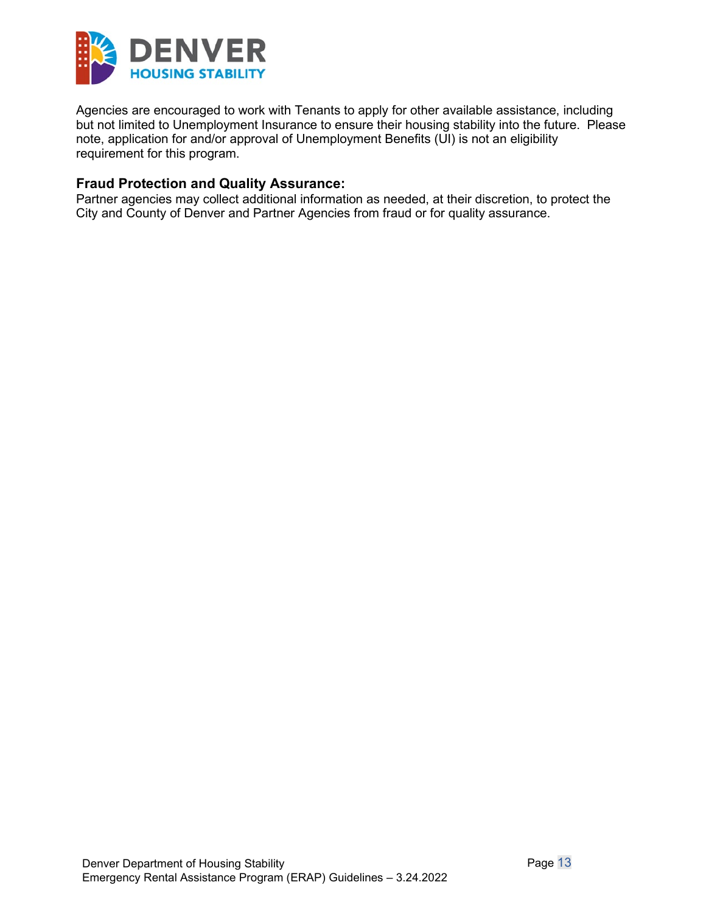Agencies are encouraged to work with Tenants to apply for other available assistance, including but not limited to Unemployment Insurance to ensure their housing stability into the future. Please note, application for and/or approval of Unemployment Benefits (UI) is not an eligibility requirement for this program.

### Fraud Protection and Quality Assurance:

Partner agencies may collect additional information as needed, at their discretion, to protect the City and County of Denver and Partner Agencies from fraud or for quality assurance.